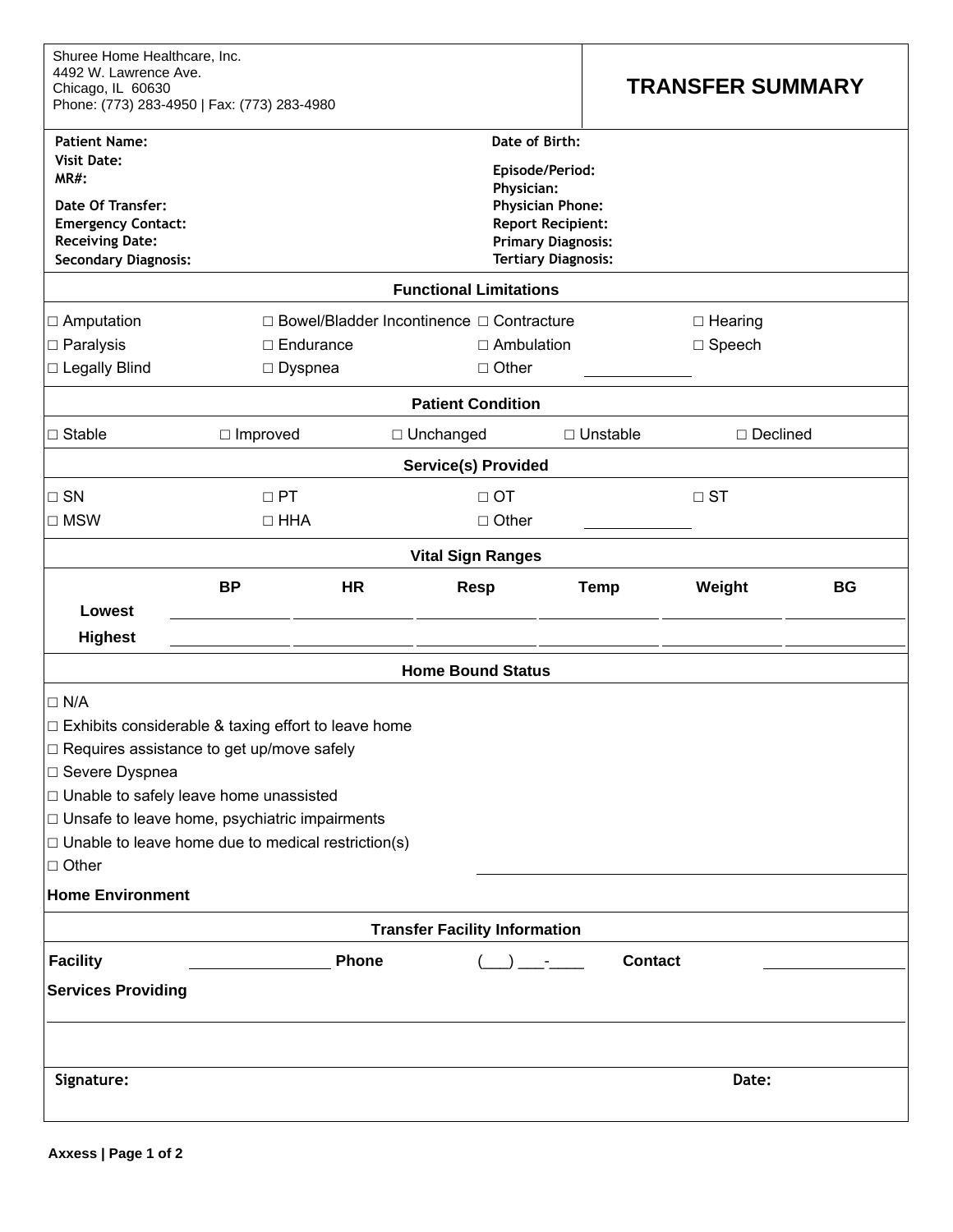Shuree Home Healthcare, Inc.
4492 W. Lawrence Ave.
Chicago, IL 60630
Phone: (773) 283-4950 | Fax: (773) 283-4980

# TRANSFER SUMMARY

| | |
|---|---|
| **Patient Name:** | **Date of Birth:** |
| **Visit Date:** | **Episode/Period:** |
| **MR#:** | **Physician:** |
| **Date Of Transfer:** | **Physician Phone:** |
| **Emergency Contact:** | **Report Recipient:** |
| **Receiving Date:** | **Primary Diagnosis:** |
| **Secondary Diagnosis:** | **Tertiary Diagnosis:** |

## Functional Limitations

| | | | |
|---|---|---|---|
| □ Amputation | □ Bowel/Bladder Incontinence | □ Contracture | □ Hearing |
| □ Paralysis | □ Endurance | □ Ambulation | □ Speech |
| □ Legally Blind | □ Dyspnea | □ Other ____________ | |

## Patient Condition

□ Stable □ Improved □ Unchanged □ Unstable □ Declined

## Service(s) Provided

| | | | |
|---|---|---|---|
| □ SN | □ PT | □ OT | □ ST |
| □ MSW | □ HHA | □ Other ____________ | |

## Vital Sign Ranges

| | BP | HR | Resp | Temp | Weight | BG |
|---|---|---|---|---|---|---|
| **Lowest** | | | | | | |
| **Highest** | | | | | | |

## Home Bound Status

- □ N/A
- □ Exhibits considerable & taxing effort to leave home
- □ Requires assistance to get up/move safely
- □ Severe Dyspnea
- □ Unable to safely leave home unassisted
- □ Unsafe to leave home, psychiatric impairments
- □ Unable to leave home due to medical restriction(s)
- □ Other ____________

**Home Environment**

## Transfer Facility Information

**Facility** ____________ **Phone** (___) ___-____ **Contact** ____________

**Services Providing**

**Signature:** **Date:**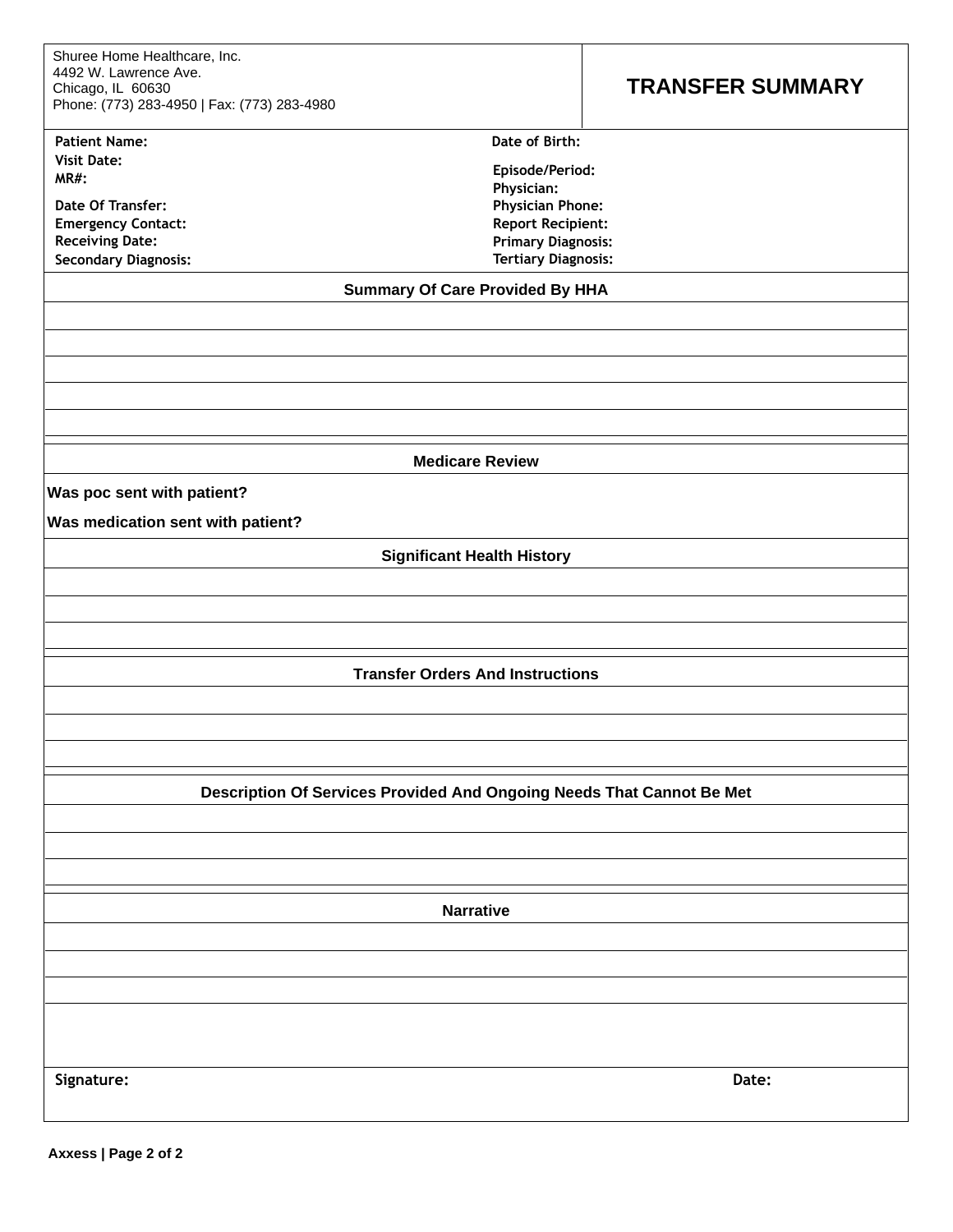Shuree Home Healthcare, Inc.
4492 W. Lawrence Ave.
Chicago, IL 60630
Phone: (773) 283-4950 | Fax: (773) 283-4980

# TRANSFER SUMMARY

**Patient Name:**
**Visit Date:**
**MR#:**
**Date Of Transfer:**
**Emergency Contact:**
**Receiving Date:**
**Secondary Diagnosis:**

**Date of Birth:**
**Episode/Period:**
**Physician:**
**Physician Phone:**
**Report Recipient:**
**Primary Diagnosis:**
**Tertiary Diagnosis:**

## Summary Of Care Provided By HHA

## Medicare Review

**Was poc sent with patient?**

**Was medication sent with patient?**

## Significant Health History

## Transfer Orders And Instructions

## Description Of Services Provided And Ongoing Needs That Cannot Be Met

## Narrative

**Signature:** **Date:**